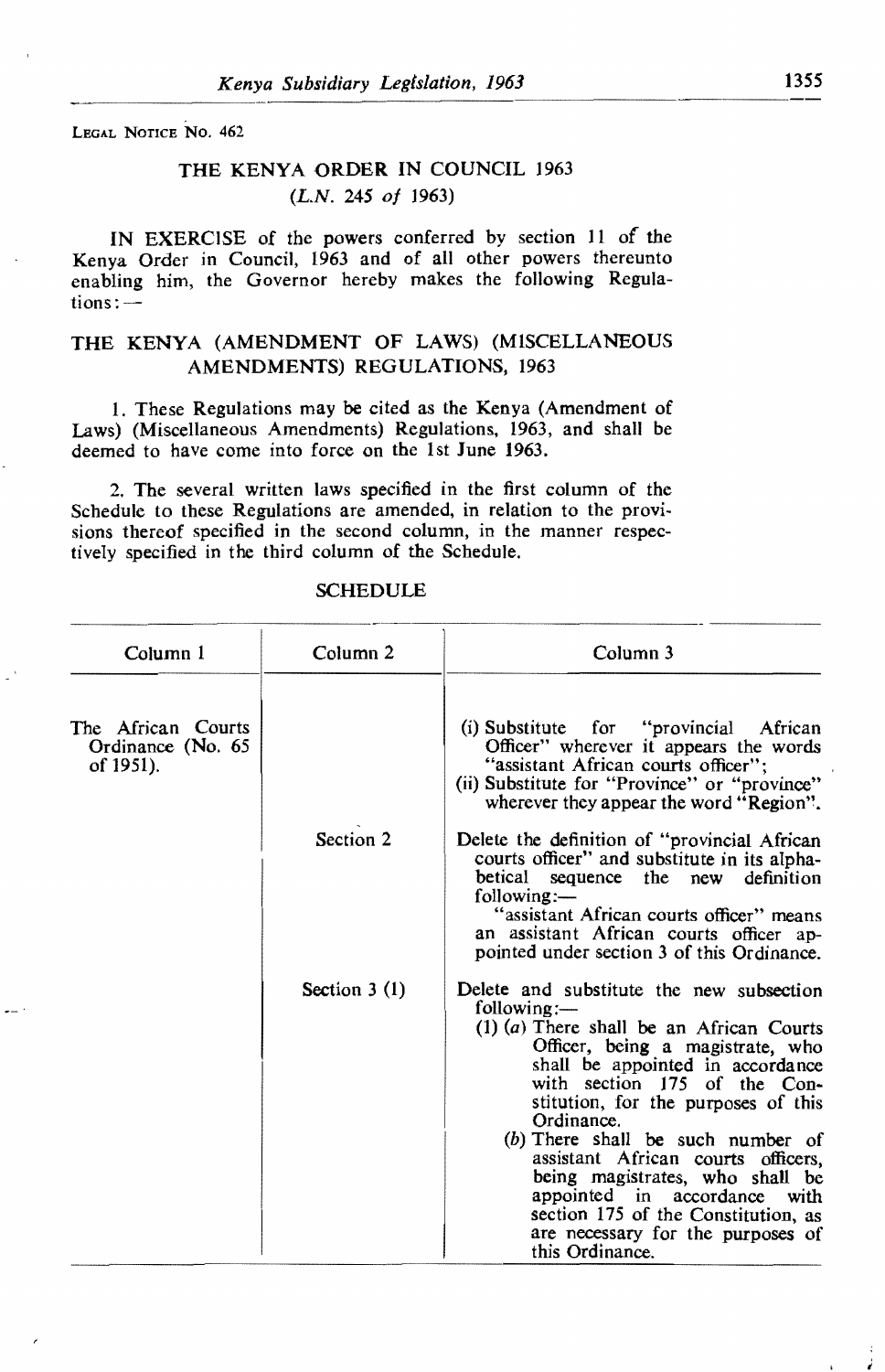LEGAL NOTICE NO. 462

## THE KENYA ORDER IN COUNCIL 1963

*(L.N. 245 of 1963)*

IN EXERCISE of the powers conferred by section 11 of the Kenya Order in Council, 1963 and of all other powers thereunto enabling him, the Governor hereby makes the following Regulations:—

## THE KENYA (AMENDMENT OF LAWS) (MISCELLANEOUS AMENDMENTS) REGULATIONS, 1963

1. These Regulations may be cited as the Kenya (Amendment of Laws) (Miscellaneous Amendments) Regulations, 1963, and shall be deemed to have come into force on the 1st June 1963.

2. The several written laws specified in the first column of the Schedule to these Regulations are amended, in relation to the provisions thereof specified in the second column, in the manner respectively specified in the third column of the Schedule.

### SCHEDULE

| Column 1 | Column 2 | Column 3 |
|---|---|---|
| The African Courts Ordinance (No. 65 of 1951). | | (i) Substitute for "provincial African Officer" wherever it appears the words "assistant African courts officer"; (ii) Substitute for "Province" or "province" wherever they appear the word "Region". |
| | Section 2 | Delete the definition of "provincial African courts officer" and substitute in its alphabetical sequence the new definition following:— "assistant African courts officer" means an assistant African courts officer appointed under section 3 of this Ordinance. |
| | Section 3 (1) | Delete and substitute the new subsection following:— (1) (*a*) There shall be an African Courts Officer, being a magistrate, who shall be appointed in accordance with section 175 of the Constitution, for the purposes of this Ordinance. (*b*) There shall be such number of assistant African courts officers, being magistrates, who shall be appointed in accordance with section 175 of the Constitution, as are necessary for the purposes of this Ordinance. |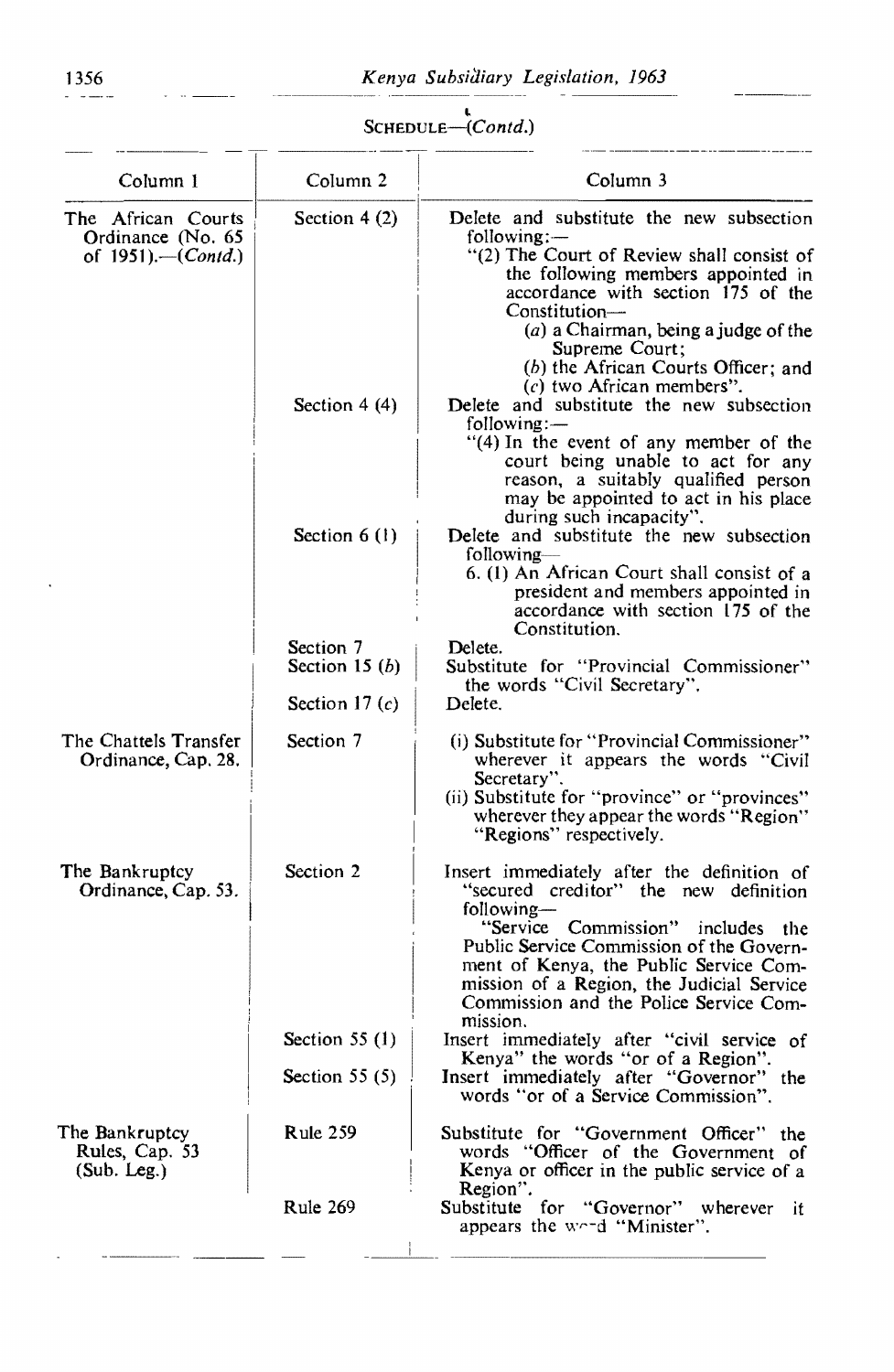SCHEDULE—(*Contd.*)

| Column 1 | Column 2 | Column 3 |
|---|---|---|
| The African Courts Ordinance (No. 65 of 1951).—(*Contd.*) | Section 4 (2) | Delete and substitute the new subsection following:— "(2) The Court of Review shall consist of the following members appointed in accordance with section 175 of the Constitution— (*a*) a Chairman, being a judge of the Supreme Court; (*b*) the African Courts Officer; and (*c*) two African members". |
| | Section 4 (4) | Delete and substitute the new subsection following:— "(4) In the event of any member of the court being unable to act for any reason, a suitably qualified person may be appointed to act in his place during such incapacity". |
| | Section 6 (1) | Delete and substitute the new subsection following— 6. (1) An African Court shall consist of a president and members appointed in accordance with section 175 of the Constitution. |
| | Section 7 | Delete. |
| | Section 15 (*b*) | Substitute for "Provincial Commissioner" the words "Civil Secretary". |
| | Section 17 (*c*) | Delete. |
| The Chattels Transfer Ordinance, Cap. 28. | Section 7 | (i) Substitute for "Provincial Commissioner" wherever it appears the words "Civil Secretary". (ii) Substitute for "province" or "provinces" wherever they appear the words "Region" "Regions" respectively. |
| The Bankruptcy Ordinance, Cap. 53. | Section 2 | Insert immediately after the definition of "secured creditor" the new definition following— "Service Commission" includes the Public Service Commission of the Government of Kenya, the Public Service Commission of a Region, the Judicial Service Commission and the Police Service Commission. |
| | Section 55 (1) | Insert immediately after "civil service of Kenya" the words "or of a Region". |
| | Section 55 (5) | Insert immediately after "Governor" the words "or of a Service Commission". |
| The Bankruptcy Rules, Cap. 53 (Sub. Leg.) | Rule 259 | Substitute for "Government Officer" the words "Officer of the Government of Kenya or officer in the public service of a Region". |
| | Rule 269 | Substitute for "Governor" wherever it appears the word "Minister". |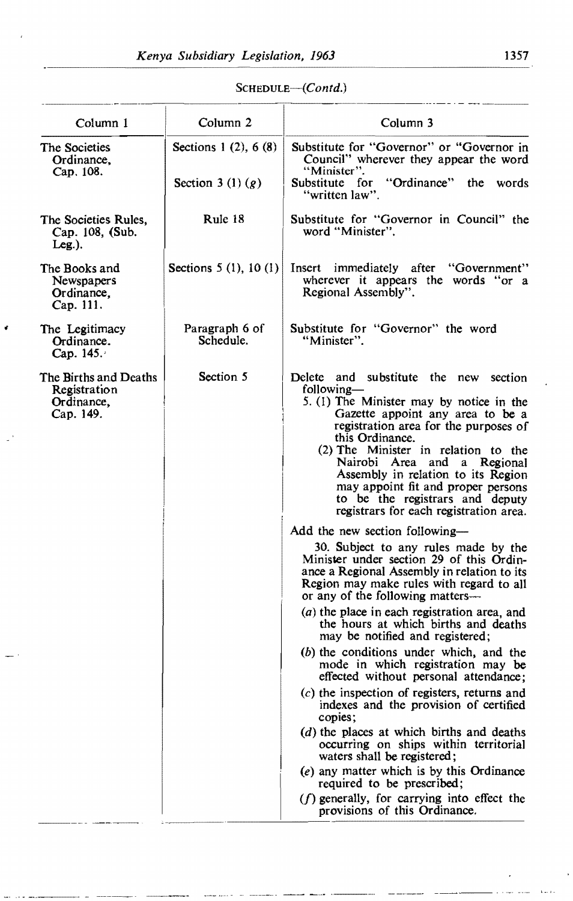SCHEDULE—(*Contd.*)

| Column 1 | Column 2 | Column 3 |
|---|---|---|
| The Societies Ordinance, Cap. 108. | Sections 1 (2), 6 (8) | Substitute for "Governor" or "Governor in Council" wherever they appear the word "Minister". |
| | Section 3 (1) (*g*) | Substitute for "Ordinance" the words "written law". |
| The Societies Rules, Cap. 108, (Sub. Leg.). | Rule 18 | Substitute for "Governor in Council" the word "Minister". |
| The Books and Newspapers Ordinance, Cap. 111. | Sections 5 (1), 10 (1) | Insert immediately after "Government" wherever it appears the words "or a Regional Assembly". |
| The Legitimacy Ordinance. Cap. 145. | Paragraph 6 of Schedule. | Substitute for "Governor" the word "Minister". |
| The Births and Deaths Registration Ordinance, Cap. 149. | Section 5 | Delete and substitute the new section following—<br>5. (1) The Minister may by notice in the Gazette appoint any area to be a registration area for the purposes of this Ordinance.<br>(2) The Minister in relation to the Nairobi Area and a Regional Assembly in relation to its Region may appoint fit and proper persons to be the registrars and deputy registrars for each registration area. |
| | | Add the new section following—<br>30. Subject to any rules made by the Minister under section 29 of this Ordinance a Regional Assembly in relation to its Region may make rules with regard to all or any of the following matters—<br>(*a*) the place in each registration area, and the hours at which births and deaths may be notified and registered;<br>(*b*) the conditions under which, and the mode in which registration may be effected without personal attendance;<br>(*c*) the inspection of registers, returns and indexes and the provision of certified copies;<br>(*d*) the places at which births and deaths occurring on ships within territorial waters shall be registered;<br>(*e*) any matter which is by this Ordinance required to be prescribed;<br>(*f*) generally, for carrying into effect the provisions of this Ordinance. |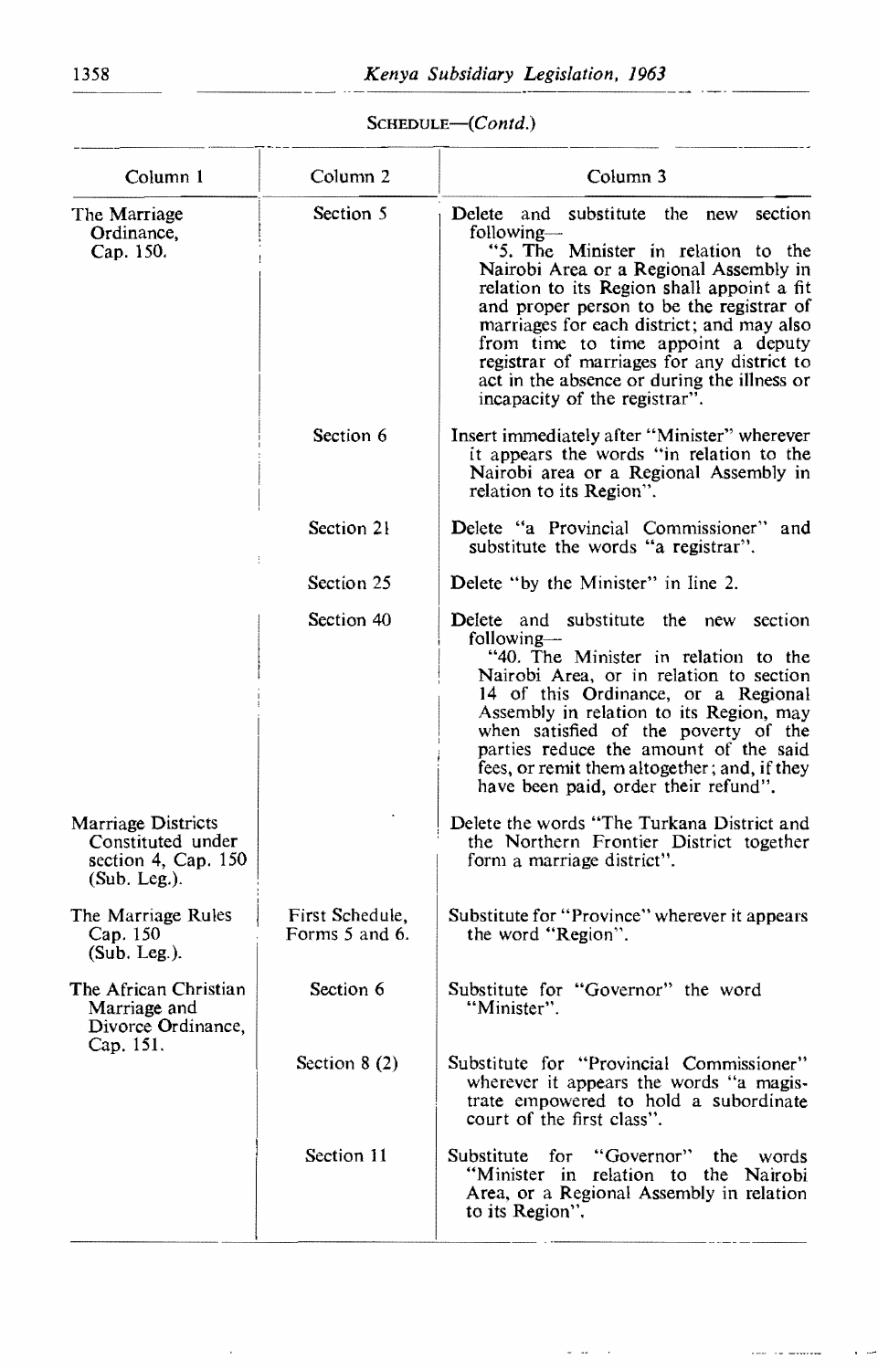SCHEDULE—(*Contd.*)

| Column 1 | Column 2 | Column 3 |
|---|---|---|
| The Marriage Ordinance, Cap. 150. | Section 5 | Delete and substitute the new section following— "5. The Minister in relation to the Nairobi Area or a Regional Assembly in relation to its Region shall appoint a fit and proper person to be the registrar of marriages for each district; and may also from time to time appoint a deputy registrar of marriages for any district to act in the absence or during the illness or incapacity of the registrar". |
| | Section 6 | Insert immediately after "Minister" wherever it appears the words "in relation to the Nairobi area or a Regional Assembly in relation to its Region". |
| | Section 21 | Delete "a Provincial Commissioner" and substitute the words "a registrar". |
| | Section 25 | Delete "by the Minister" in line 2. |
| | Section 40 | Delete and substitute the new section following— "40. The Minister in relation to the Nairobi Area, or in relation to section 14 of this Ordinance, or a Regional Assembly in relation to its Region, may when satisfied of the poverty of the parties reduce the amount of the said fees, or remit them altogether; and, if they have been paid, order their refund". |
| Marriage Districts Constituted under section 4, Cap. 150 (Sub. Leg.). | | Delete the words "The Turkana District and the Northern Frontier District together form a marriage district". |
| The Marriage Rules Cap. 150 (Sub. Leg.). | First Schedule, Forms 5 and 6. | Substitute for "Province" wherever it appears the word "Region". |
| The African Christian Marriage and Divorce Ordinance, Cap. 151. | Section 6 | Substitute for "Governor" the word "Minister". |
| | Section 8 (2) | Substitute for "Provincial Commissioner" wherever it appears the words "a magistrate empowered to hold a subordinate court of the first class". |
| | Section 11 | Substitute for "Governor" the words "Minister in relation to the Nairobi Area, or a Regional Assembly in relation to its Region". |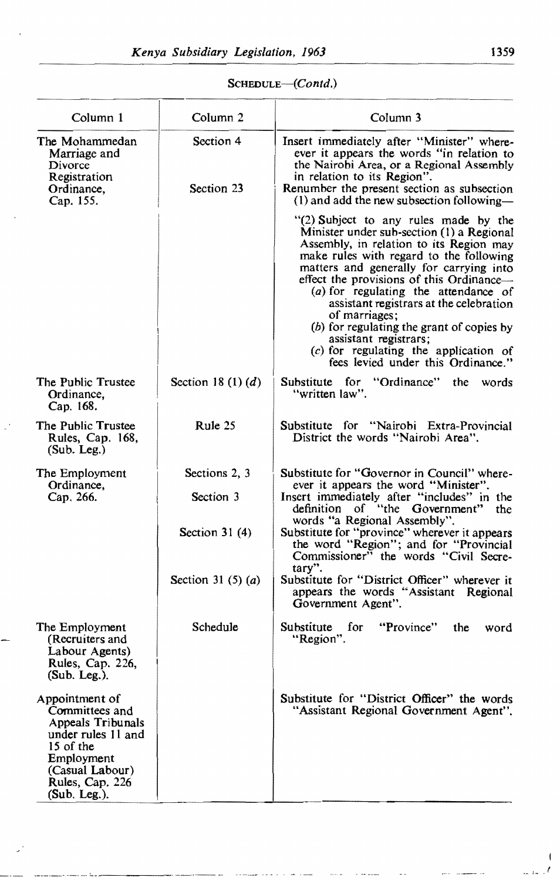SCHEDULE—(*Contd.*)

| Column 1 | Column 2 | Column 3 |
|---|---|---|
| The Mohammedan Marriage and Divorce Registration Ordinance, Cap. 155. | Section 4 | Insert immediately after "Minister" wherever it appears the words "in relation to the Nairobi Area, or a Regional Assembly in relation to its Region". |
| | Section 23 | Renumber the present section as subsection (1) and add the new subsection following— "(2) Subject to any rules made by the Minister under sub-section (1) a Regional Assembly, in relation to its Region may make rules with regard to the following matters and generally for carrying into effect the provisions of this Ordinance— (*a*) for regulating the attendance of assistant registrars at the celebration of marriages; (*b*) for regulating the grant of copies by assistant registrars; (*c*) for regulating the application of fees levied under this Ordinance." |
| The Public Trustee Ordinance, Cap. 168. | Section 18 (1) (*d*) | Substitute for "Ordinance" the words "written law". |
| The Public Trustee Rules, Cap. 168, (Sub. Leg.) | Rule 25 | Substitute for "Nairobi Extra-Provincial District the words "Nairobi Area". |
| The Employment Ordinance, Cap. 266. | Sections 2, 3 | Substitute for "Governor in Council" wherever it appears the word "Minister". |
| | Section 3 | Insert immediately after "includes" in the definition of "the Government" the words "a Regional Assembly". |
| | Section 31 (4) | Substitute for "province" wherever it appears the word "Region"; and for "Provincial Commissioner" the words "Civil Secretary". |
| | Section 31 (5) (*a*) | Substitute for "District Officer" wherever it appears the words "Assistant Regional Government Agent". |
| The Employment (Recruiters and Labour Agents) Rules, Cap. 226, (Sub. Leg.). | Schedule | Substitute for "Province" the word "Region". |
| Appointment of Committees and Appeals Tribunals under rules 11 and 15 of the Employment (Casual Labour) Rules, Cap. 226 (Sub. Leg.). | | Substitute for "District Officer" the words "Assistant Regional Government Agent". |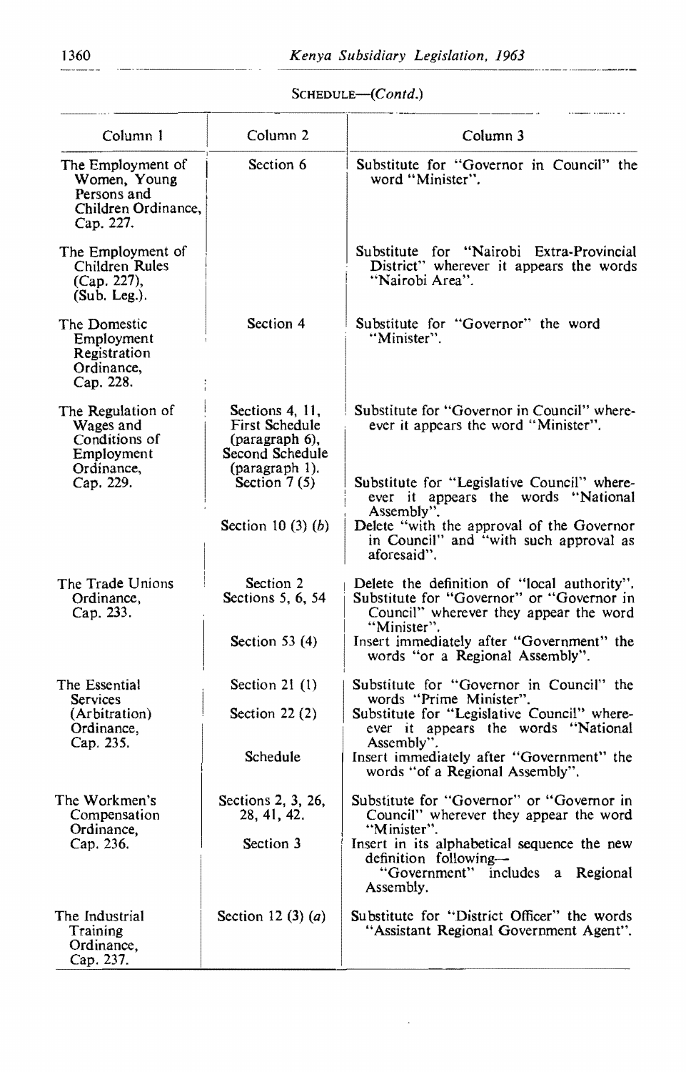SCHEDULE—(*Contd.*)

| Column 1 | Column 2 | Column 3 |
|---|---|---|
| The Employment of Women, Young Persons and Children Ordinance, Cap. 227. | Section 6 | Substitute for "Governor in Council" the word "Minister". |
| The Employment of Children Rules (Cap. 227), (Sub. Leg.). | | Substitute for "Nairobi Extra-Provincial District" wherever it appears the words "Nairobi Area". |
| The Domestic Employment Registration Ordinance, Cap. 228. | Section 4 | Substitute for "Governor" the word "Minister". |
| The Regulation of Wages and Conditions of Employment Ordinance, Cap. 229. | Sections 4, 11, First Schedule (paragraph 6), Second Schedule (paragraph 1). | Substitute for "Governor in Council" wherever it appears the word "Minister". |
| | Section 7 (5) | Substitute for "Legislative Council" wherever it appears the words "National Assembly". |
| | Section 10 (3) (*b*) | Delete "with the approval of the Governor in Council" and "with such approval as aforesaid". |
| The Trade Unions Ordinance, Cap. 233. | Section 2 | Delete the definition of "local authority". |
| | Sections 5, 6, 54 | Substitute for "Governor" or "Governor in Council" wherever they appear the word "Minister". |
| | Section 53 (4) | Insert immediately after "Government" the words "or a Regional Assembly". |
| The Essential Services (Arbitration) Ordinance, Cap. 235. | Section 21 (1) | Substitute for "Governor in Council" the words "Prime Minister". |
| | Section 22 (2) | Substitute for "Legislative Council" wherever it appears the words "National Assembly". |
| | Schedule | Insert immediately after "Government" the words "of a Regional Assembly". |
| The Workmen's Compensation Ordinance, Cap. 236. | Sections 2, 3, 26, 28, 41, 42. | Substitute for "Governor" or "Governor in Council" wherever they appear the word "Minister". |
| | Section 3 | Insert in its alphabetical sequence the new definition following— "Government" includes a Regional Assembly. |
| The Industrial Training Ordinance, Cap. 237. | Section 12 (3) (*a*) | Substitute for "District Officer" the words "Assistant Regional Government Agent". |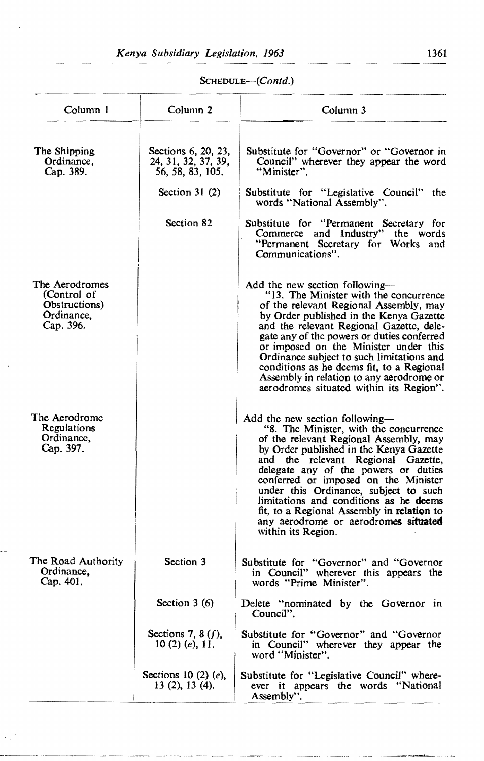SCHEDULE—(*Contd.*)

| Column 1 | Column 2 | Column 3 |
|---|---|---|
| The Shipping Ordinance, Cap. 389. | Sections 6, 20, 23, 24, 31, 32, 37, 39, 56, 58, 83, 105. | Substitute for "Governor" or "Governor in Council" wherever they appear the word "Minister". |
| | Section 31 (2) | Substitute for "Legislative Council" the words "National Assembly". |
| | Section 82 | Substitute for "Permanent Secretary for Commerce and Industry" the words "Permanent Secretary for Works and Communications". |
| The Aerodromes (Control of Obstructions) Ordinance, Cap. 396. | | Add the new section following— "13. The Minister with the concurrence of the relevant Regional Assembly, may by Order published in the Kenya Gazette and the relevant Regional Gazette, delegate any of the powers or duties conferred or imposed on the Minister under this Ordinance subject to such limitations and conditions as he deems fit, to a Regional Assembly in relation to any aerodrome or aerodromes situated within its Region". |
| The Aerodrome Regulations Ordinance, Cap. 397. | | Add the new section following— "8. The Minister, with the concurrence of the relevant Regional Assembly, may by Order published in the Kenya Gazette and the relevant Regional Gazette, delegate any of the powers or duties conferred or imposed on the Minister under this Ordinance, subject to such limitations and conditions as he deems fit, to a Regional Assembly in relation to any aerodrome or aerodromes situated within its Region. |
| The Road Authority Ordinance, Cap. 401. | Section 3 | Substitute for "Governor" and "Governor in Council" wherever this appears the words "Prime Minister". |
| | Section 3 (6) | Delete "nominated by the Governor in Council". |
| | Sections 7, 8 (*f*), 10 (2) (*e*), 11. | Substitute for "Governor" and "Governor in Council" wherever they appear the word "Minister". |
| | Sections 10 (2) (*e*), 13 (2), 13 (4). | Substitute for "Legislative Council" wherever it appears the words "National Assembly". |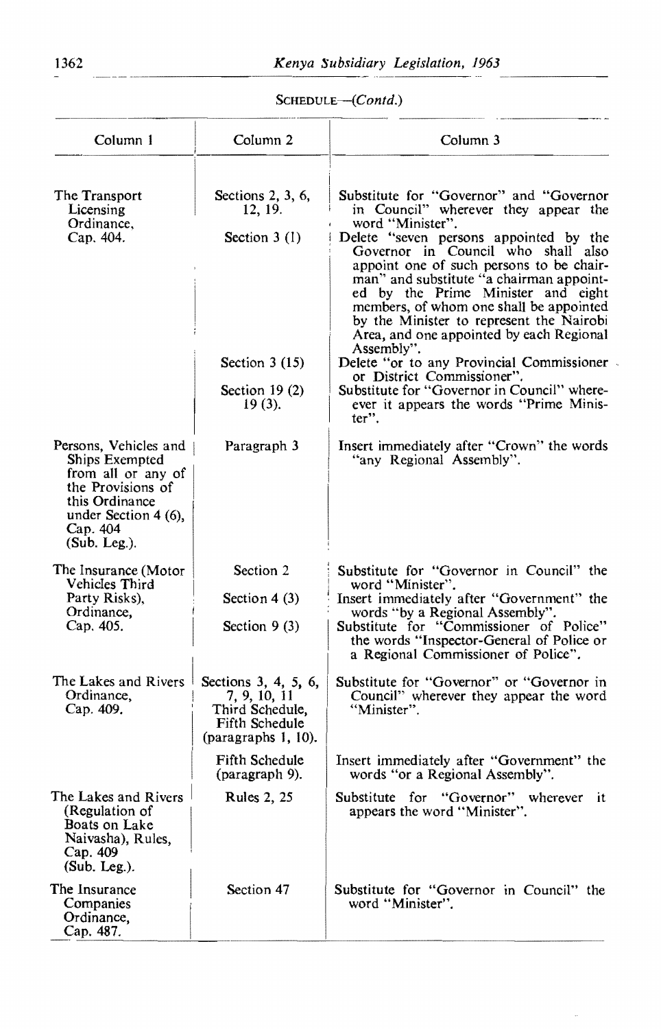SCHEDULE—(*Contd.*)

| Column 1 | Column 2 | Column 3 |
|---|---|---|
| The Transport Licensing Ordinance, Cap. 404. | Sections 2, 3, 6, 12, 19. | Substitute for "Governor" and "Governor in Council" wherever they appear the word "Minister". |
| | Section 3 (1) | Delete "seven persons appointed by the Governor in Council who shall also appoint one of such persons to be chairman" and substitute "a chairman appointed by the Prime Minister and eight members, of whom one shall be appointed by the Minister to represent the Nairobi Area, and one appointed by each Regional Assembly". |
| | Section 3 (15) | Delete "or to any Provincial Commissioner or District Commissioner". |
| | Section 19 (2) 19 (3). | Substitute for "Governor in Council" wherever it appears the words "Prime Minister". |
| Persons, Vehicles and Ships Exempted from all or any of the Provisions of this Ordinance under Section 4 (6), Cap. 404 (Sub. Leg.). | Paragraph 3 | Insert immediately after "Crown" the words "any Regional Assembly". |
| The Insurance (Motor Vehicles Third Party Risks), Ordinance, Cap. 405. | Section 2 | Substitute for "Governor in Council" the word "Minister". |
| | Section 4 (3) | Insert immediately after "Government" the words "by a Regional Assembly". |
| | Section 9 (3) | Substitute for "Commissioner of Police" the words "Inspector-General of Police or a Regional Commissioner of Police". |
| The Lakes and Rivers Ordinance, Cap. 409. | Sections 3, 4, 5, 6, 7, 9, 10, 11 Third Schedule, Fifth Schedule (paragraphs 1, 10). | Substitute for "Governor" or "Governor in Council" wherever they appear the word "Minister". |
| | Fifth Schedule (paragraph 9). | Insert immediately after "Government" the words "or a Regional Assembly". |
| The Lakes and Rivers (Regulation of Boats on Lake Naivasha), Rules, Cap. 409 (Sub. Leg.). | Rules 2, 25 | Substitute for "Governor" wherever it appears the word "Minister". |
| The Insurance Companies Ordinance, Cap. 487. | Section 47 | Substitute for "Governor in Council" the word "Minister". |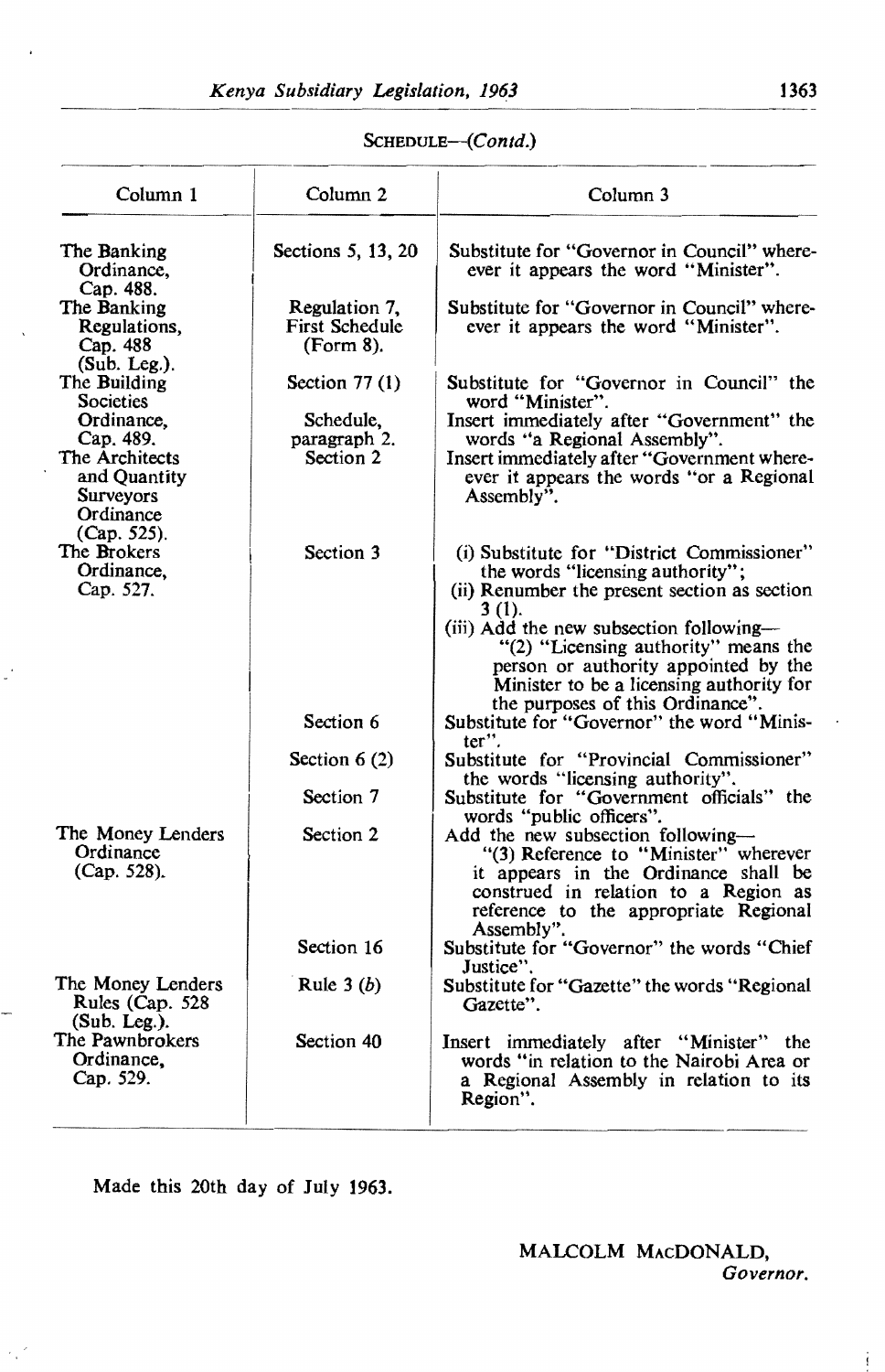SCHEDULE—(*Contd.*)

| Column 1 | Column 2 | Column 3 |
|---|---|---|
| The Banking Ordinance, Cap. 488. | Sections 5, 13, 20 | Substitute for "Governor in Council" wherever it appears the word "Minister". |
| The Banking Regulations, Cap. 488 (Sub. Leg.). | Regulation 7, First Schedule (Form 8). | Substitute for "Governor in Council" wherever it appears the word "Minister". |
| The Building Societies Ordinance, Cap. 489. | Section 77 (1) | Substitute for "Governor in Council" the word "Minister". |
| | Schedule, paragraph 2. | Insert immediately after "Government" the words "a Regional Assembly". |
| The Architects and Quantity Surveyors Ordinance (Cap. 525). | Section 2 | Insert immediately after "Government wherever it appears the words "or a Regional Assembly". |
| The Brokers Ordinance, Cap. 527. | Section 3 | (i) Substitute for "District Commissioner" the words "licensing authority"; (ii) Renumber the present section as section 3 (1). (iii) Add the new subsection following— "(2) "Licensing authority" means the person or authority appointed by the Minister to be a licensing authority for the purposes of this Ordinance". |
| | Section 6 | Substitute for "Governor" the word "Minister". |
| | Section 6 (2) | Substitute for "Provincial Commissioner" the words "licensing authority". |
| | Section 7 | Substitute for "Government officials" the words "public officers". |
| The Money Lenders Ordinance (Cap. 528). | Section 2 | Add the new subsection following— "(3) Reference to "Minister" wherever it appears in the Ordinance shall be construed in relation to a Region as reference to the appropriate Regional Assembly". |
| | Section 16 | Substitute for "Governor" the words "Chief Justice". |
| The Money Lenders Rules (Cap. 528 (Sub. Leg.). | Rule 3 (*b*) | Substitute for "Gazette" the words "Regional Gazette". |
| The Pawnbrokers Ordinance, Cap. 529. | Section 40 | Insert immediately after "Minister" the words "in relation to the Nairobi Area or a Regional Assembly in relation to its Region". |

Made this 20th day of July 1963.

MALCOLM MACDONALD,
*Governor.*